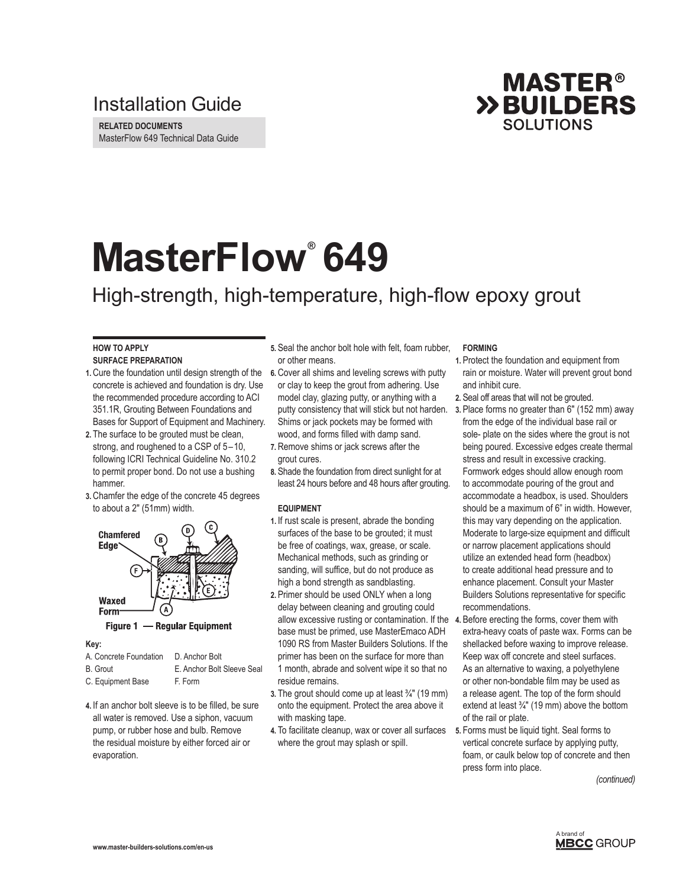Installation Guide

**RELATED DOCUMENTS**
MasterFlow 649 Technical Data Guide

# MasterFlow® 649

## High-strength, high-temperature, high-flow epoxy grout

### HOW TO APPLY

#### SURFACE PREPARATION

1. Cure the foundation until design strength of the concrete is achieved and foundation is dry. Use the recommended procedure according to ACI 351.1R, Grouting Between Foundations and Bases for Support of Equipment and Machinery.
2. The surface to be grouted must be clean, strong, and roughened to a CSP of 5–10, following ICRI Technical Guideline No. 310.2 to permit proper bond. Do not use a bushing hammer.
3. Chamfer the edge of the concrete 45 degrees to about a 2" (51mm) width.

Figure 1 — Regular Equipment

Key:

| | |
|---|---|
| A. Concrete Foundation | D. Anchor Bolt |
| B. Grout | E. Anchor Bolt Sleeve Seal |
| C. Equipment Base | F. Form |

4. If an anchor bolt sleeve is to be filled, be sure all water is removed. Use a siphon, vacuum pump, or rubber hose and bulb. Remove the residual moisture by either forced air or evaporation.
5. Seal the anchor bolt hole with felt, foam rubber, or other means.
6. Cover all shims and leveling screws with putty or clay to keep the grout from adhering. Use model clay, glazing putty, or anything with a putty consistency that will stick but not harden. Shims or jack pockets may be formed with wood, and forms filled with damp sand.
7. Remove shims or jack screws after the grout cures.
8. Shade the foundation from direct sunlight for at least 24 hours before and 48 hours after grouting.

#### EQUIPMENT

1. If rust scale is present, abrade the bonding surfaces of the base to be grouted; it must be free of coatings, wax, grease, or scale. Mechanical methods, such as grinding or sanding, will suffice, but do not produce as high a bond strength as sandblasting.
2. Primer should be used ONLY when a long delay between cleaning and grouting could allow excessive rusting or contamination. If the base must be primed, use MasterEmaco ADH 1090 RS from Master Builders Solutions. If the primer has been on the surface for more than 1 month, abrade and solvent wipe it so that no residue remains.
3. The grout should come up at least ¾" (19 mm) onto the equipment. Protect the area above it with masking tape.
4. To facilitate cleanup, wax or cover all surfaces where the grout may splash or spill.

#### FORMING

1. Protect the foundation and equipment from rain or moisture. Water will prevent grout bond and inhibit cure.
2. Seal off areas that will not be grouted.
3. Place forms no greater than 6" (152 mm) away from the edge of the individual base rail or sole- plate on the sides where the grout is not being poured. Excessive edges create thermal stress and result in excessive cracking. Formwork edges should allow enough room to accommodate pouring of the grout and accommodate a headbox, is used. Shoulders should be a maximum of 6" in width. However, this may vary depending on the application. Moderate to large-size equipment and difficult or narrow placement applications should utilize an extended head form (headbox) to create additional head pressure and to enhance placement. Consult your Master Builders Solutions representative for specific recommendations.
4. Before erecting the forms, cover them with extra-heavy coats of paste wax. Forms can be shellacked before waxing to improve release. Keep wax off concrete and steel surfaces. As an alternative to waxing, a polyethylene or other non-bondable film may be used as a release agent. The top of the form should extend at least ¾" (19 mm) above the bottom of the rail or plate.
5. Forms must be liquid tight. Seal forms to vertical concrete surface by applying putty, foam, or caulk below top of concrete and then press form into place.

*(continued)*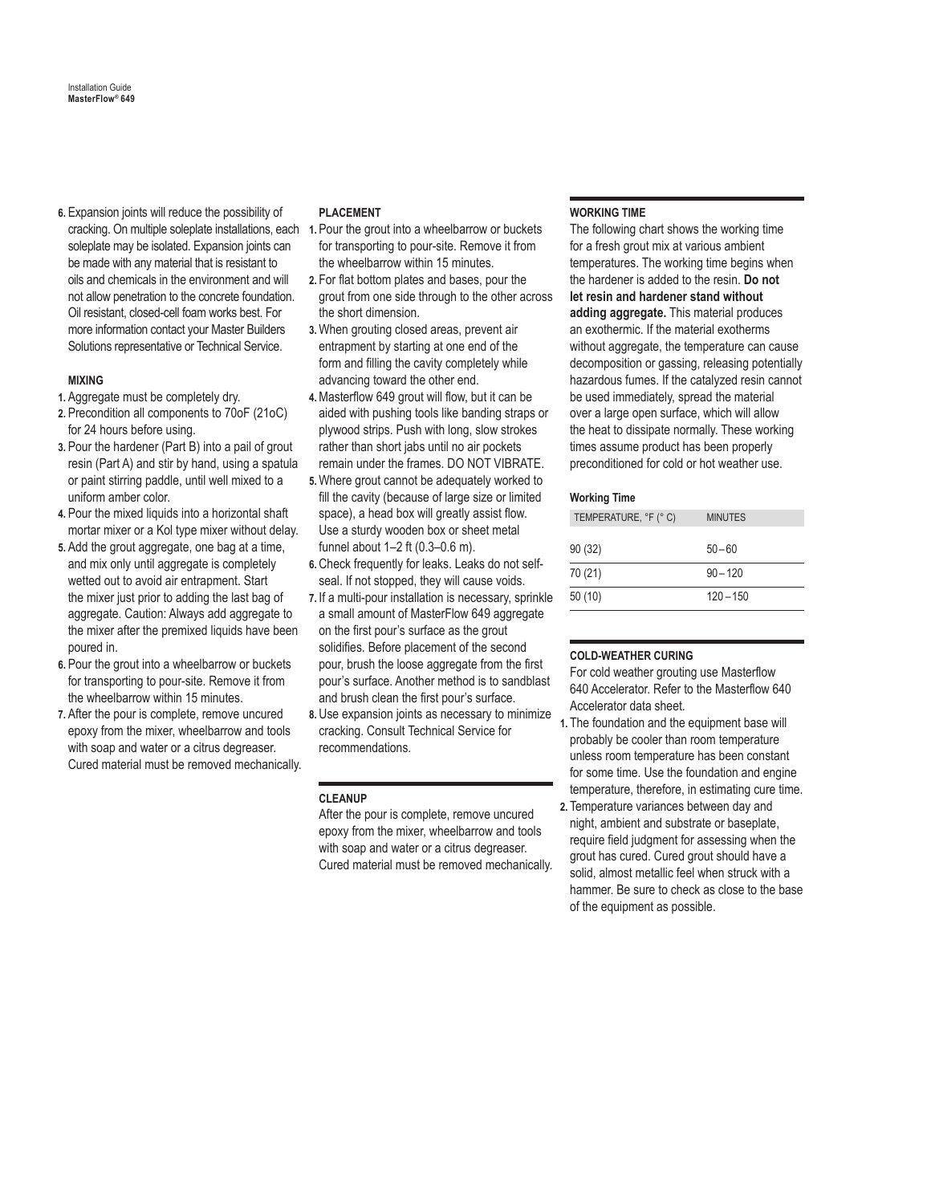6. Expansion joints will reduce the possibility of cracking. On multiple soleplate installations, each soleplate may be isolated. Expansion joints can be made with any material that is resistant to oils and chemicals in the environment and will not allow penetration to the concrete foundation. Oil resistant, closed-cell foam works best. For more information contact your Master Builders Solutions representative or Technical Service.

#### MIXING

1. Aggregate must be completely dry.
2. Precondition all components to 70oF (21oC) for 24 hours before using.
3. Pour the hardener (Part B) into a pail of grout resin (Part A) and stir by hand, using a spatula or paint stirring paddle, until well mixed to a uniform amber color.
4. Pour the mixed liquids into a horizontal shaft mortar mixer or a Kol type mixer without delay.
5. Add the grout aggregate, one bag at a time, and mix only until aggregate is completely wetted out to avoid air entrapment. Start the mixer just prior to adding the last bag of aggregate. Caution: Always add aggregate to the mixer after the premixed liquids have been poured in.
6. Pour the grout into a wheelbarrow or buckets for transporting to pour-site. Remove it from the wheelbarrow within 15 minutes.
7. After the pour is complete, remove uncured epoxy from the mixer, wheelbarrow and tools with soap and water or a citrus degreaser. Cured material must be removed mechanically.

#### PLACEMENT

1. Pour the grout into a wheelbarrow or buckets for transporting to pour-site. Remove it from the wheelbarrow within 15 minutes.
2. For flat bottom plates and bases, pour the grout from one side through to the other across the short dimension.
3. When grouting closed areas, prevent air entrapment by starting at one end of the form and filling the cavity completely while advancing toward the other end.
4. Masterflow 649 grout will flow, but it can be aided with pushing tools like banding straps or plywood strips. Push with long, slow strokes rather than short jabs until no air pockets remain under the frames. DO NOT VIBRATE.
5. Where grout cannot be adequately worked to fill the cavity (because of large size or limited space), a head box will greatly assist flow. Use a sturdy wooden box or sheet metal funnel about 1–2 ft (0.3–0.6 m).
6. Check frequently for leaks. Leaks do not self-seal. If not stopped, they will cause voids.
7. If a multi-pour installation is necessary, sprinkle a small amount of MasterFlow 649 aggregate on the first pour's surface as the grout solidifies. Before placement of the second pour, brush the loose aggregate from the first pour's surface. Another method is to sandblast and brush clean the first pour's surface.
8. Use expansion joints as necessary to minimize cracking. Consult Technical Service for recommendations.

#### CLEANUP

After the pour is complete, remove uncured epoxy from the mixer, wheelbarrow and tools with soap and water or a citrus degreaser. Cured material must be removed mechanically.

#### WORKING TIME

The following chart shows the working time for a fresh grout mix at various ambient temperatures. The working time begins when the hardener is added to the resin. **Do not let resin and hardener stand without adding aggregate.** This material produces an exothermic. If the material exotherms without aggregate, the temperature can cause decomposition or gassing, releasing potentially hazardous fumes. If the catalyzed resin cannot be used immediately, spread the material over a large open surface, which will allow the heat to dissipate normally. These working times assume product has been properly preconditioned for cold or hot weather use.

**Working Time**

| TEMPERATURE, °F (° C) | MINUTES |
|---|---|
| 90 (32) | 50 – 60 |
| 70 (21) | 90 – 120 |
| 50 (10) | 120 – 150 |

#### COLD-WEATHER CURING

For cold weather grouting use Masterflow 640 Accelerator. Refer to the Masterflow 640 Accelerator data sheet.

1. The foundation and the equipment base will probably be cooler than room temperature unless room temperature has been constant for some time. Use the foundation and engine temperature, therefore, in estimating cure time.
2. Temperature variances between day and night, ambient and substrate or baseplate, require field judgment for assessing when the grout has cured. Cured grout should have a solid, almost metallic feel when struck with a hammer. Be sure to check as close to the base of the equipment as possible.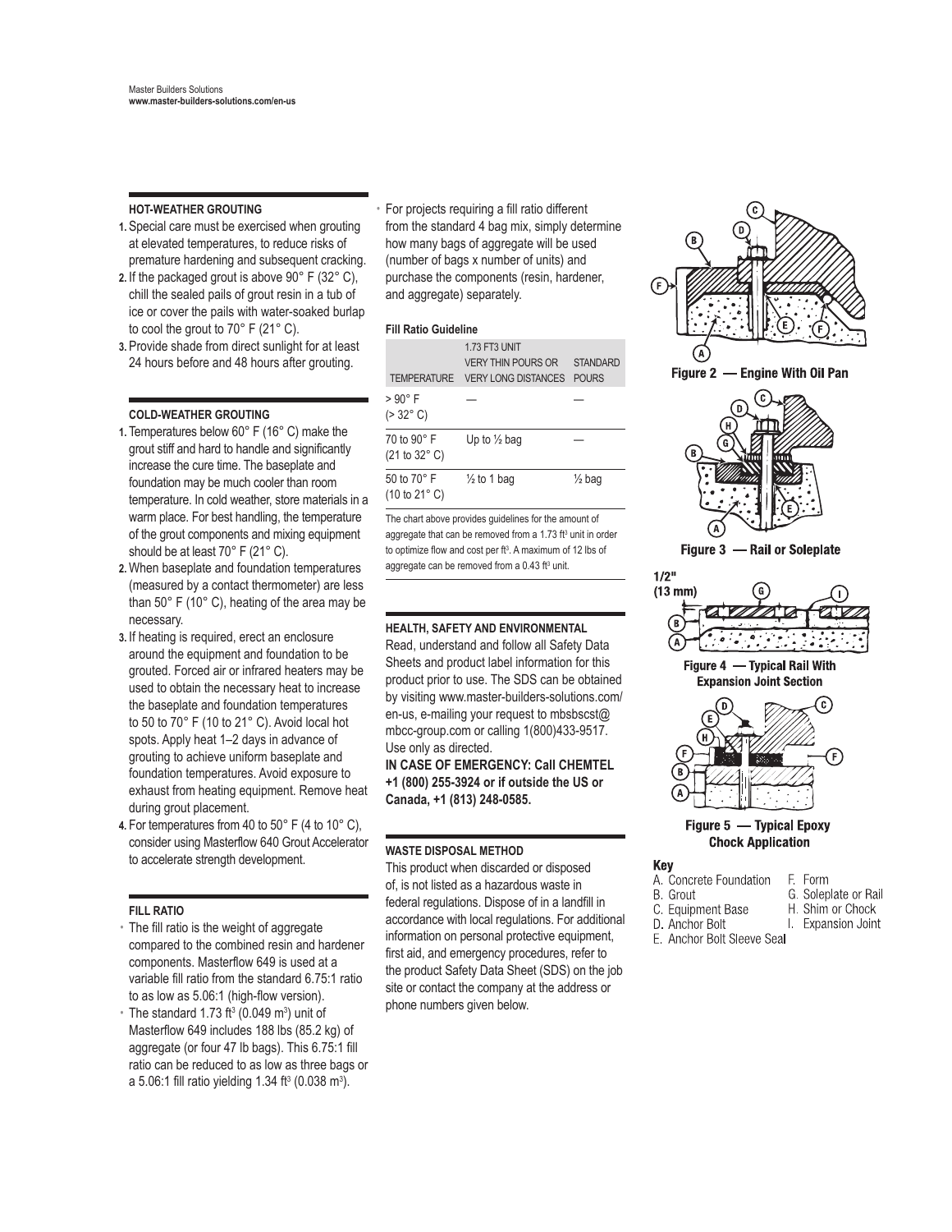## HOT-WEATHER GROUTING

1. Special care must be exercised when grouting at elevated temperatures, to reduce risks of premature hardening and subsequent cracking.
2. If the packaged grout is above 90° F (32° C), chill the sealed pails of grout resin in a tub of ice or cover the pails with water-soaked burlap to cool the grout to 70° F (21° C).
3. Provide shade from direct sunlight for at least 24 hours before and 48 hours after grouting.

## COLD-WEATHER GROUTING

1. Temperatures below 60° F (16° C) make the grout stiff and hard to handle and significantly increase the cure time. The baseplate and foundation may be much cooler than room temperature. In cold weather, store materials in a warm place. For best handling, the temperature of the grout components and mixing equipment should be at least 70° F (21° C).
2. When baseplate and foundation temperatures (measured by a contact thermometer) are less than 50° F (10° C), heating of the area may be necessary.
3. If heating is required, erect an enclosure around the equipment and foundation to be grouted. Forced air or infrared heaters may be used to obtain the necessary heat to increase the baseplate and foundation temperatures to 50 to 70° F (10 to 21° C). Avoid local hot spots. Apply heat 1–2 days in advance of grouting to achieve uniform baseplate and foundation temperatures. Avoid exposure to exhaust from heating equipment. Remove heat during grout placement.
4. For temperatures from 40 to 50° F (4 to 10° C), consider using Masterflow 640 Grout Accelerator to accelerate strength development.

## FILL RATIO

- The fill ratio is the weight of aggregate compared to the combined resin and hardener components. Masterflow 649 is used at a variable fill ratio from the standard 6.75:1 ratio to as low as 5.06:1 (high-flow version).
- The standard 1.73 ft³ (0.049 m³) unit of Masterflow 649 includes 188 lbs (85.2 kg) of aggregate (or four 47 lb bags). This 6.75:1 fill ratio can be reduced to as low as three bags or a 5.06:1 fill ratio yielding 1.34 ft³ (0.038 m³).
- For projects requiring a fill ratio different from the standard 4 bag mix, simply determine how many bags of aggregate will be used (number of bags x number of units) and purchase the components (resin, hardener, and aggregate) separately.

**Fill Ratio Guideline**

| TEMPERATURE | 1.73 FT3 UNIT VERY THIN POURS OR VERY LONG DISTANCES | STANDARD POURS |
|---|---|---|
| > 90° F (> 32° C) | — | — |
| 70 to 90° F (21 to 32° C) | Up to ½ bag | — |
| 50 to 70° F (10 to 21° C) | ½ to 1 bag | ½ bag |

The chart above provides guidelines for the amount of aggregate that can be removed from a 1.73 ft³ unit in order to optimize flow and cost per ft³. A maximum of 12 lbs of aggregate can be removed from a 0.43 ft³ unit.

## HEALTH, SAFETY AND ENVIRONMENTAL

Read, understand and follow all Safety Data Sheets and product label information for this product prior to use. The SDS can be obtained by visiting www.master-builders-solutions.com/en-us, e-mailing your request to mbsbscst@mbcc-group.com or calling 1(800)433-9517. Use only as directed.

**IN CASE OF EMERGENCY: Call CHEMTEL +1 (800) 255-3924 or if outside the US or Canada, +1 (813) 248-0585.**

## WASTE DISPOSAL METHOD

This product when discarded or disposed of, is not listed as a hazardous waste in federal regulations. Dispose of in a landfill in accordance with local regulations. For additional information on personal protective equipment, first aid, and emergency procedures, refer to the product Safety Data Sheet (SDS) on the job site or contact the company at the address or phone numbers given below.

Figure 2 — Engine With Oil Pan

Figure 3 — Rail or Soleplate

Figure 4 — Typical Rail With Expansion Joint Section

Figure 5 — Typical Epoxy Chock Application

**Key**

A. Concrete Foundation
B. Grout
C. Equipment Base
D. Anchor Bolt
E. Anchor Bolt Sleeve Seal
F. Form
G. Soleplate or Rail
H. Shim or Chock
I. Expansion Joint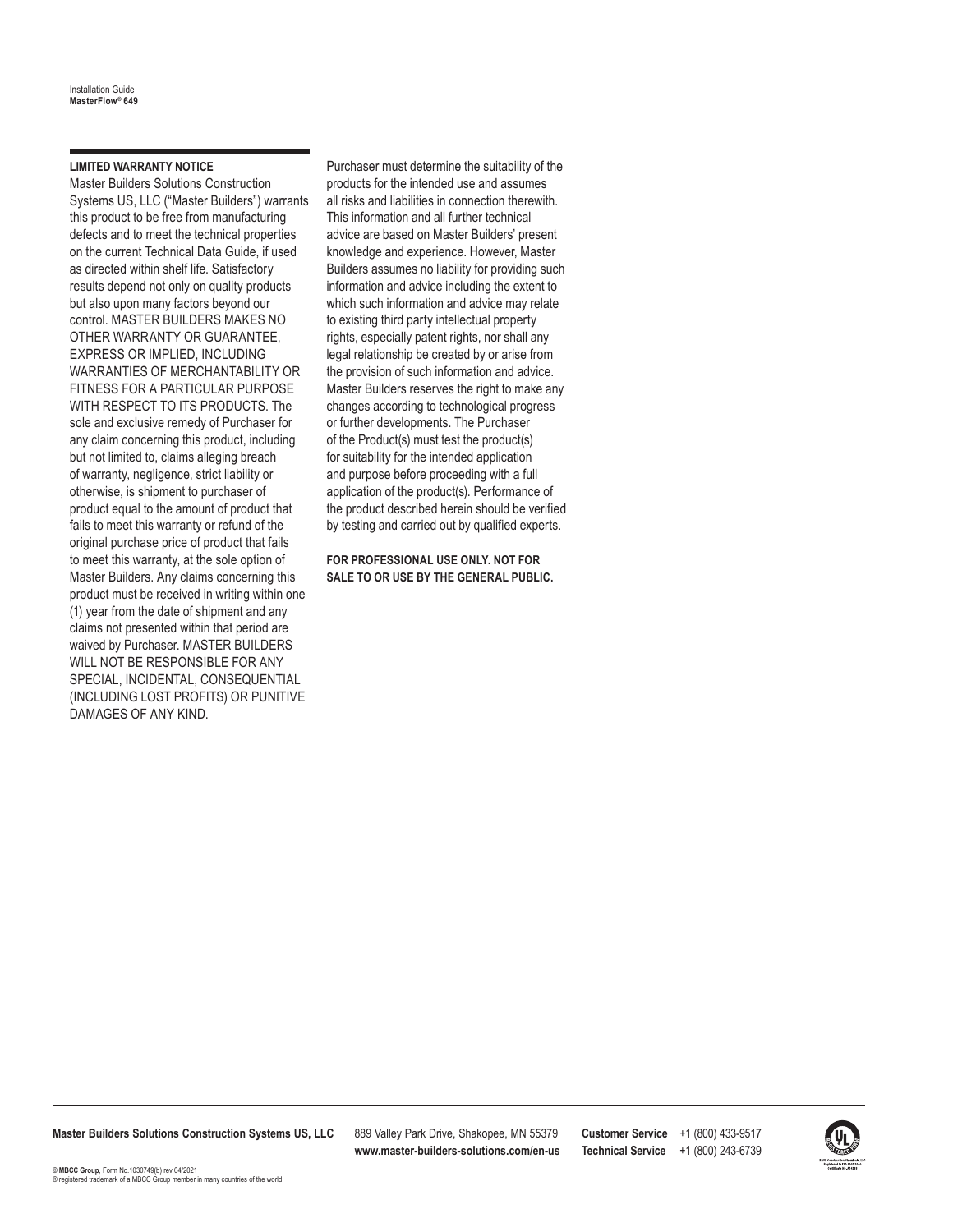**LIMITED WARRANTY NOTICE**

Master Builders Solutions Construction Systems US, LLC ("Master Builders") warrants this product to be free from manufacturing defects and to meet the technical properties on the current Technical Data Guide, if used as directed within shelf life. Satisfactory results depend not only on quality products but also upon many factors beyond our control. MASTER BUILDERS MAKES NO OTHER WARRANTY OR GUARANTEE, EXPRESS OR IMPLIED, INCLUDING WARRANTIES OF MERCHANTABILITY OR FITNESS FOR A PARTICULAR PURPOSE WITH RESPECT TO ITS PRODUCTS. The sole and exclusive remedy of Purchaser for any claim concerning this product, including but not limited to, claims alleging breach of warranty, negligence, strict liability or otherwise, is shipment to purchaser of product equal to the amount of product that fails to meet this warranty or refund of the original purchase price of product that fails to meet this warranty, at the sole option of Master Builders. Any claims concerning this product must be received in writing within one (1) year from the date of shipment and any claims not presented within that period are waived by Purchaser. MASTER BUILDERS WILL NOT BE RESPONSIBLE FOR ANY SPECIAL, INCIDENTAL, CONSEQUENTIAL (INCLUDING LOST PROFITS) OR PUNITIVE DAMAGES OF ANY KIND.

Purchaser must determine the suitability of the products for the intended use and assumes all risks and liabilities in connection therewith. This information and all further technical advice are based on Master Builders' present knowledge and experience. However, Master Builders assumes no liability for providing such information and advice including the extent to which such information and advice may relate to existing third party intellectual property rights, especially patent rights, nor shall any legal relationship be created by or arise from the provision of such information and advice. Master Builders reserves the right to make any changes according to technological progress or further developments. The Purchaser of the Product(s) must test the product(s) for suitability for the intended application and purpose before proceeding with a full application of the product(s). Performance of the product described herein should be verified by testing and carried out by qualified experts.

**FOR PROFESSIONAL USE ONLY. NOT FOR SALE TO OR USE BY THE GENERAL PUBLIC.**

**Master Builders Solutions Construction Systems US, LLC** 889 Valley Park Drive, Shakopee, MN 55379 **www.master-builders-solutions.com/en-us**

**Customer Service** +1 (800) 433-9517
**Technical Service** +1 (800) 243-6739

© **MBCC Group**, Form No.1030749(b) rev 04/2021
® registered trademark of a MBCC Group member in many countries of the world